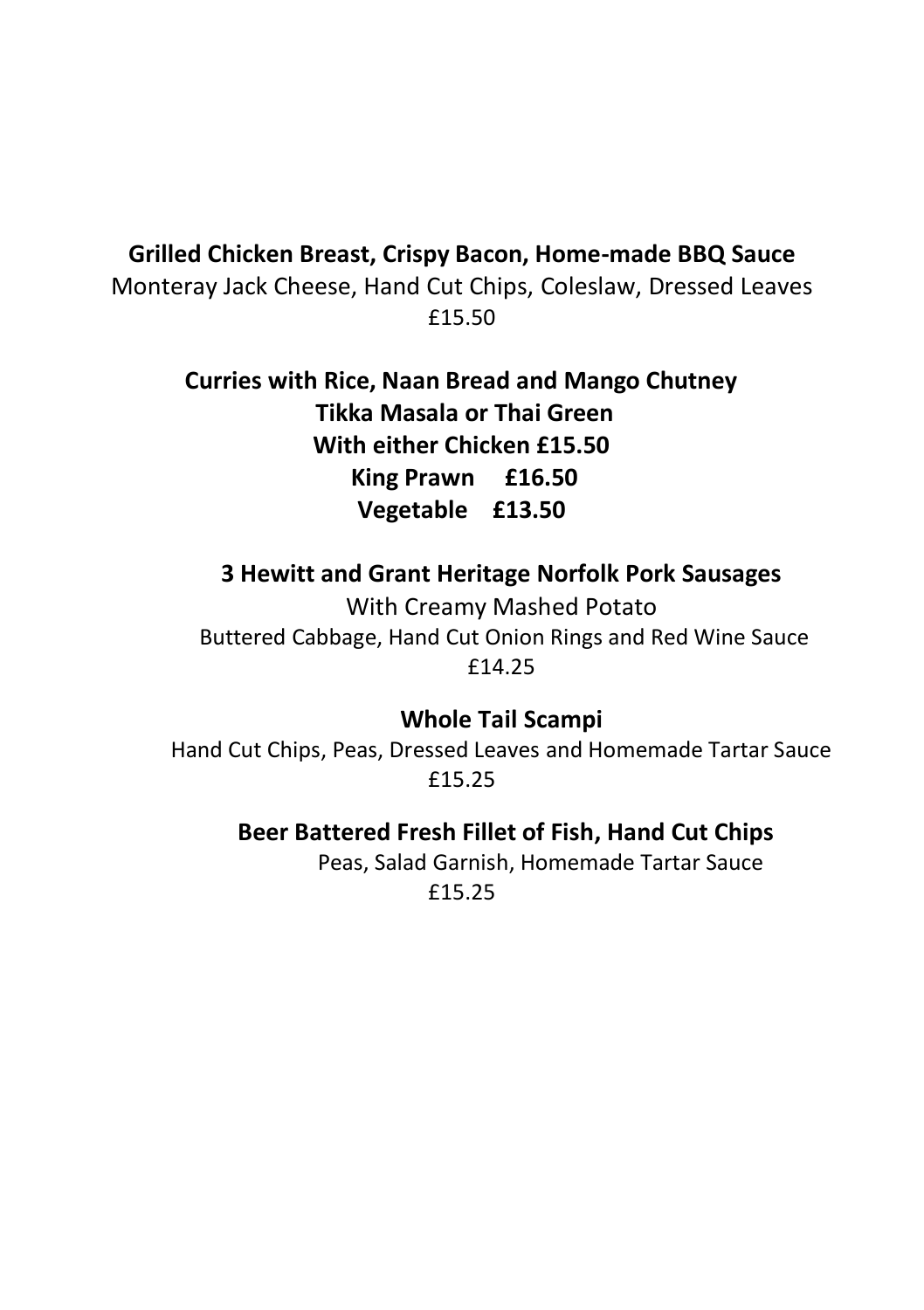**Grilled Chicken Breast, Crispy Bacon, Home-made BBQ Sauce**
Monteray Jack Cheese, Hand Cut Chips, Coleslaw, Dressed Leaves
£15.50

**Curries with Rice, Naan Bread and Mango Chutney**
**Tikka Masala or Thai Green**
**With either Chicken £15.50**
**King Prawn £16.50**
**Vegetable £13.50**

**3 Hewitt and Grant Heritage Norfolk Pork Sausages**
With Creamy Mashed Potato
Buttered Cabbage, Hand Cut Onion Rings and Red Wine Sauce
£14.25

**Whole Tail Scampi**
Hand Cut Chips, Peas, Dressed Leaves and Homemade Tartar Sauce
£15.25

**Beer Battered Fresh Fillet of Fish, Hand Cut Chips**
Peas, Salad Garnish, Homemade Tartar Sauce
£15.25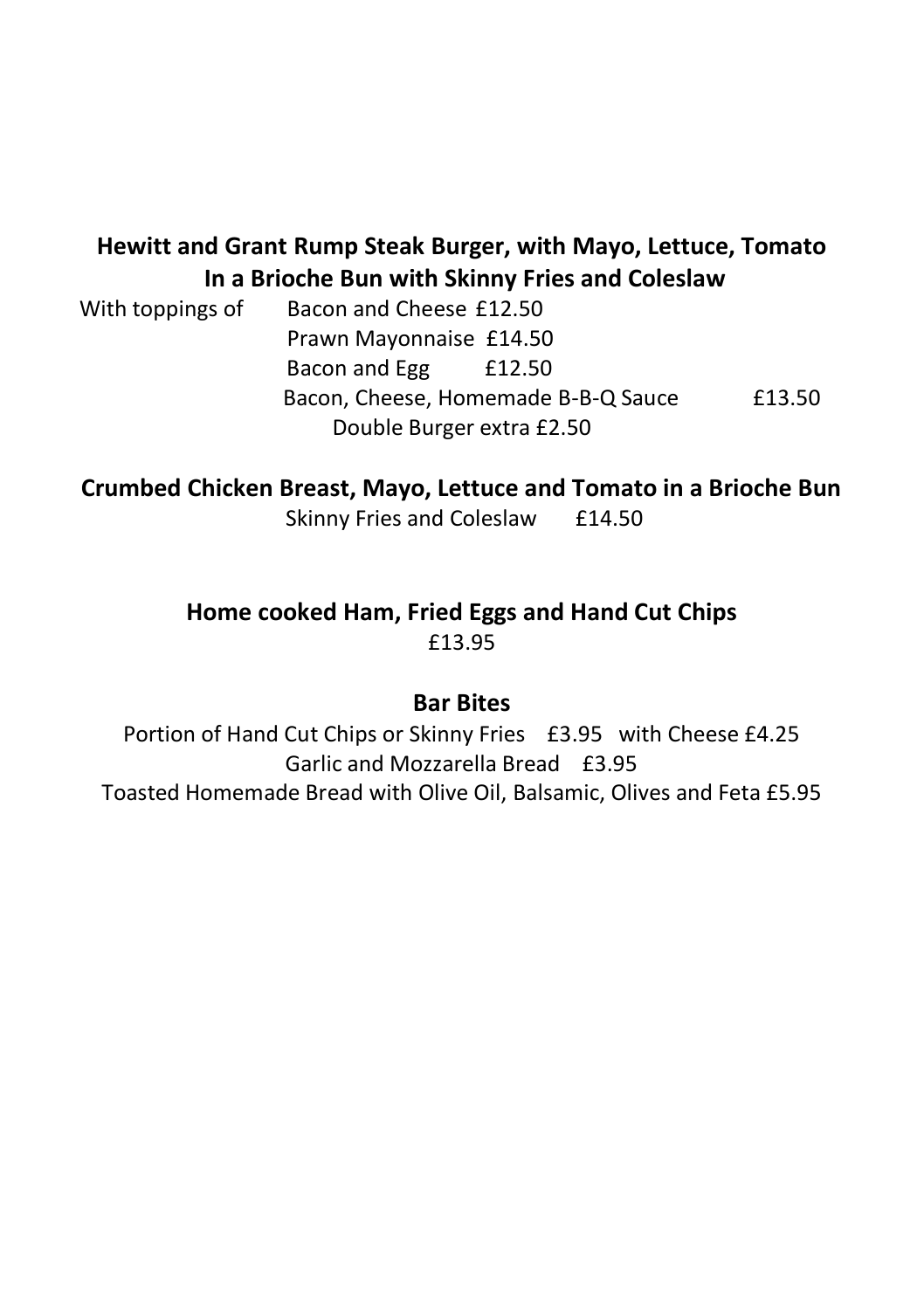**Hewitt and Grant Rump Steak Burger, with Mayo, Lettuce, Tomato In a Brioche Bun with Skinny Fries and Coleslaw**

With toppings of
- Bacon and Cheese £12.50
- Prawn Mayonnaise £14.50
- Bacon and Egg £12.50
- Bacon, Cheese, Homemade B-B-Q Sauce £13.50

Double Burger extra £2.50

**Crumbed Chicken Breast, Mayo, Lettuce and Tomato in a Brioche Bun**

Skinny Fries and Coleslaw £14.50

**Home cooked Ham, Fried Eggs and Hand Cut Chips**

£13.95

**Bar Bites**

Portion of Hand Cut Chips or Skinny Fries £3.95 with Cheese £4.25

Garlic and Mozzarella Bread £3.95

Toasted Homemade Bread with Olive Oil, Balsamic, Olives and Feta £5.95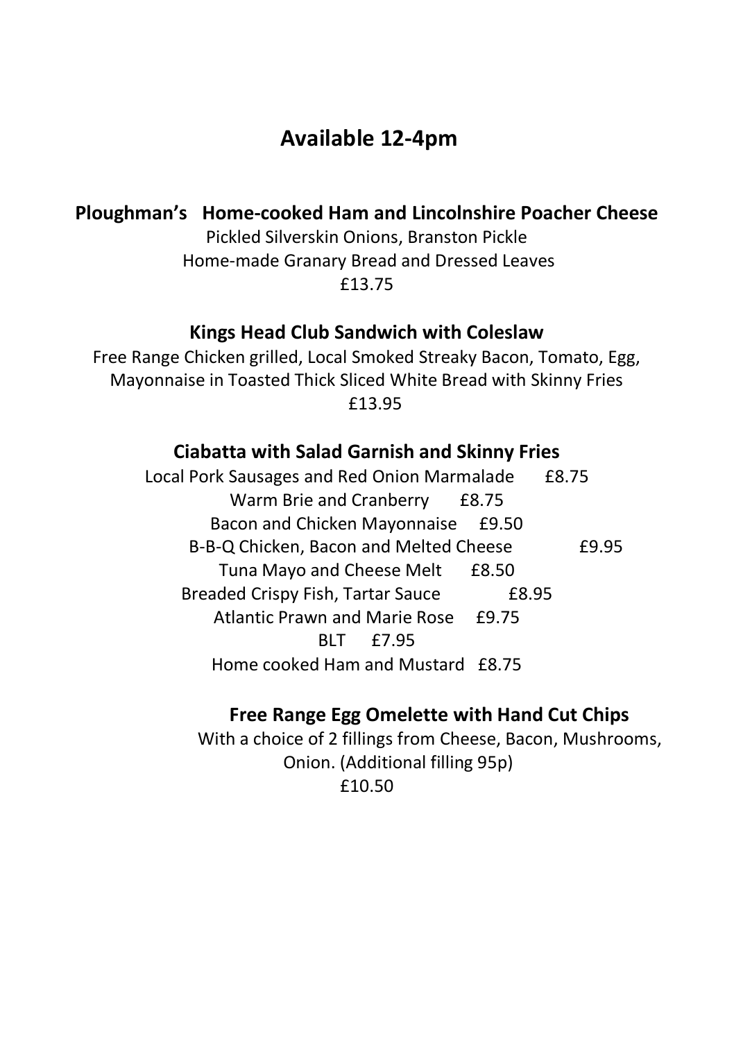## Available 12-4pm

**Ploughman's Home-cooked Ham and Lincolnshire Poacher Cheese**

Pickled Silverskin Onions, Branston Pickle
Home-made Granary Bread and Dressed Leaves
£13.75

**Kings Head Club Sandwich with Coleslaw**

Free Range Chicken grilled, Local Smoked Streaky Bacon, Tomato, Egg, Mayonnaise in Toasted Thick Sliced White Bread with Skinny Fries
£13.95

**Ciabatta with Salad Garnish and Skinny Fries**

Local Pork Sausages and Red Onion Marmalade £8.75
Warm Brie and Cranberry £8.75
Bacon and Chicken Mayonnaise £9.50
B-B-Q Chicken, Bacon and Melted Cheese £9.95
Tuna Mayo and Cheese Melt £8.50
Breaded Crispy Fish, Tartar Sauce £8.95
Atlantic Prawn and Marie Rose £9.75
BLT £7.95
Home cooked Ham and Mustard £8.75

**Free Range Egg Omelette with Hand Cut Chips**

With a choice of 2 fillings from Cheese, Bacon, Mushrooms, Onion. (Additional filling 95p)
£10.50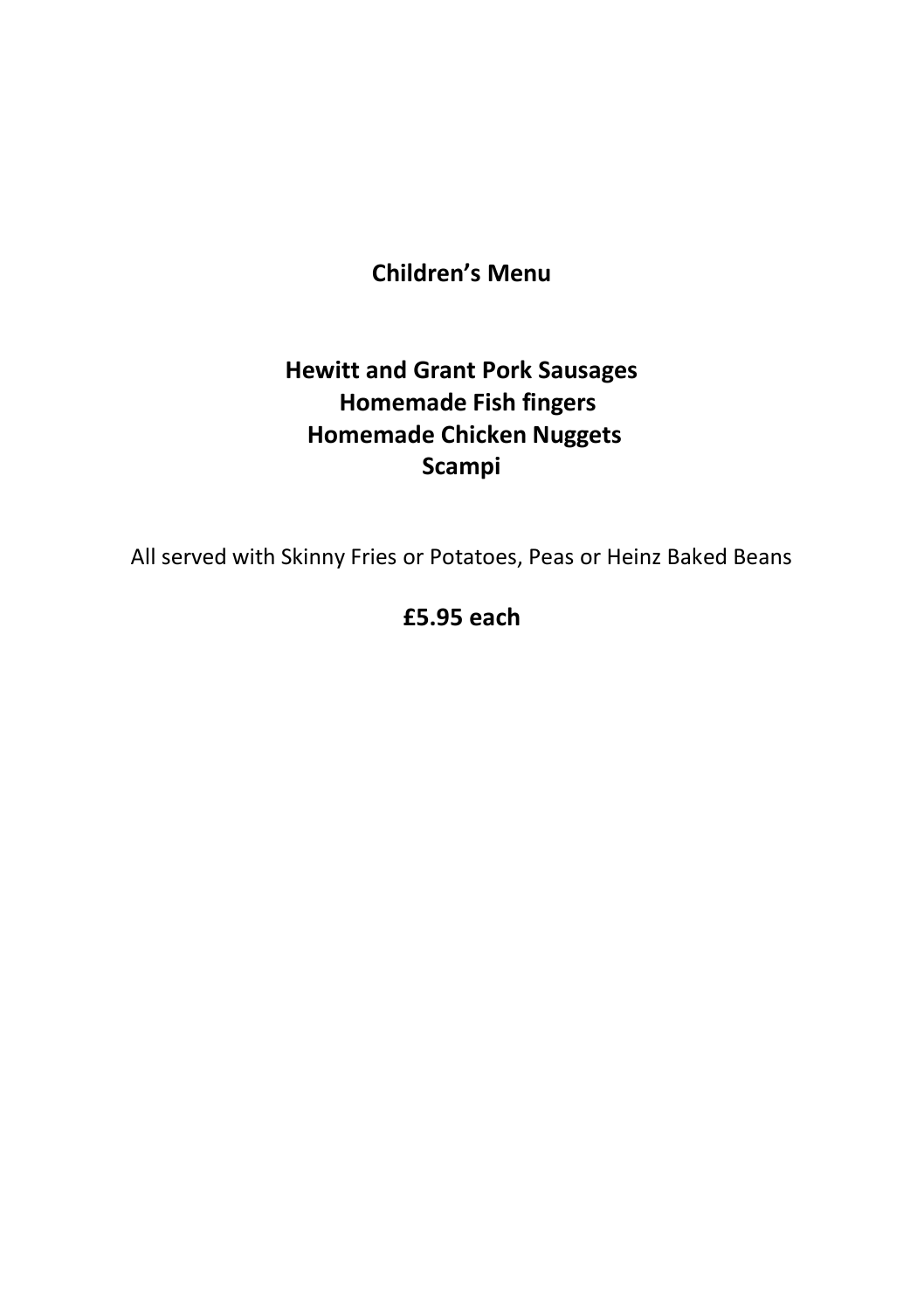# Children's Menu

**Hewitt and Grant Pork Sausages**
**Homemade Fish fingers**
**Homemade Chicken Nuggets**
**Scampi**

All served with Skinny Fries or Potatoes, Peas or Heinz Baked Beans

**£5.95 each**